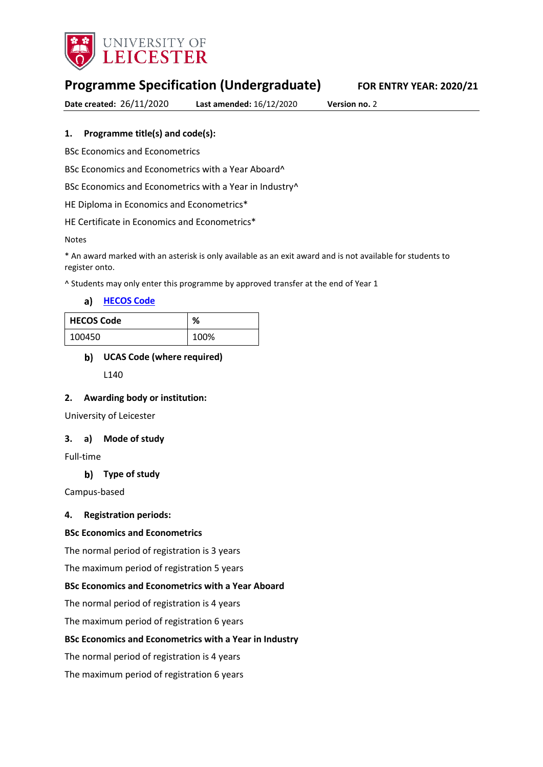UNIVERSITY OF LEICESTER

# Programme Specification (Undergraduate)

**FOR ENTRY YEAR: 2020/21**

**Date created:** 26/11/2020 **Last amended:** 16/12/2020 **Version no.** 2

## 1. Programme title(s) and code(s):

BSc Economics and Econometrics

BSc Economics and Econometrics with a Year Aboard^

BSc Economics and Econometrics with a Year in Industry^

HE Diploma in Economics and Econometrics*

HE Certificate in Economics and Econometrics*

Notes

* An award marked with an asterisk is only available as an exit award and is not available for students to register onto.

^ Students may only enter this programme by approved transfer at the end of Year 1

### a) HECOS Code

| HECOS Code | % |
|---|---|
| 100450 | 100% |

### b) UCAS Code (where required)

L140

## 2. Awarding body or institution:

University of Leicester

## 3. a) Mode of study

Full-time

### b) Type of study

Campus-based

## 4. Registration periods:

**BSc Economics and Econometrics**

The normal period of registration is 3 years

The maximum period of registration 5 years

**BSc Economics and Econometrics with a Year Aboard**

The normal period of registration is 4 years

The maximum period of registration 6 years

**BSc Economics and Econometrics with a Year in Industry**

The normal period of registration is 4 years

The maximum period of registration 6 years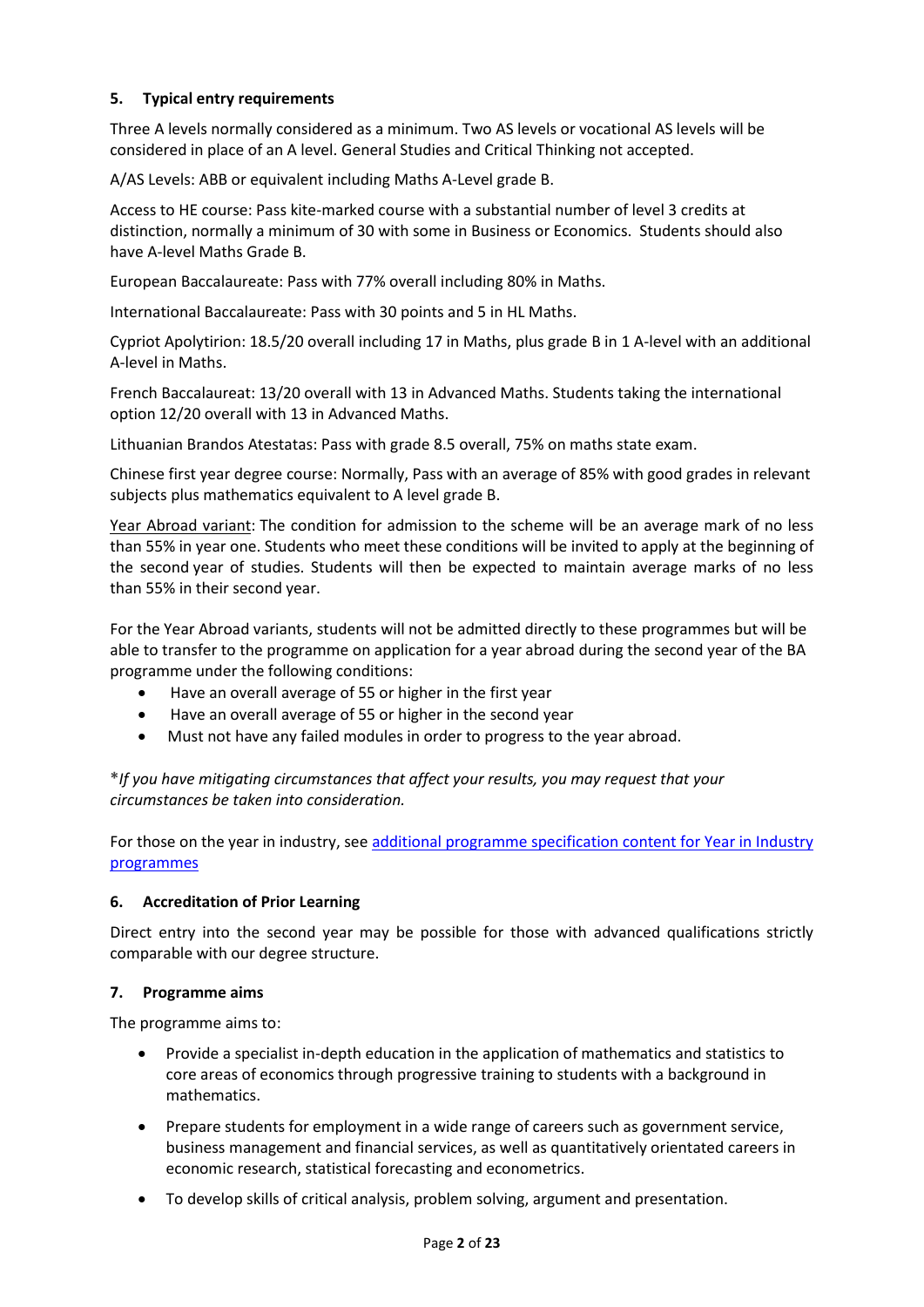## 5. Typical entry requirements

Three A levels normally considered as a minimum. Two AS levels or vocational AS levels will be considered in place of an A level. General Studies and Critical Thinking not accepted.

A/AS Levels: ABB or equivalent including Maths A-Level grade B.

Access to HE course: Pass kite-marked course with a substantial number of level 3 credits at distinction, normally a minimum of 30 with some in Business or Economics. Students should also have A-level Maths Grade B.

European Baccalaureate: Pass with 77% overall including 80% in Maths.

International Baccalaureate: Pass with 30 points and 5 in HL Maths.

Cypriot Apolytirion: 18.5/20 overall including 17 in Maths, plus grade B in 1 A-level with an additional A-level in Maths.

French Baccalaureat: 13/20 overall with 13 in Advanced Maths. Students taking the international option 12/20 overall with 13 in Advanced Maths.

Lithuanian Brandos Atestatas: Pass with grade 8.5 overall, 75% on maths state exam.

Chinese first year degree course: Normally, Pass with an average of 85% with good grades in relevant subjects plus mathematics equivalent to A level grade B.

Year Abroad variant: The condition for admission to the scheme will be an average mark of no less than 55% in year one. Students who meet these conditions will be invited to apply at the beginning of the second year of studies. Students will then be expected to maintain average marks of no less than 55% in their second year.

For the Year Abroad variants, students will not be admitted directly to these programmes but will be able to transfer to the programme on application for a year abroad during the second year of the BA programme under the following conditions:

- Have an overall average of 55 or higher in the first year
- Have an overall average of 55 or higher in the second year
- Must not have any failed modules in order to progress to the year abroad.

**If you have mitigating circumstances that affect your results, you may request that your circumstances be taken into consideration.*

For those on the year in industry, see [additional programme specification content for Year in Industry programmes]()

## 6. Accreditation of Prior Learning

Direct entry into the second year may be possible for those with advanced qualifications strictly comparable with our degree structure.

## 7. Programme aims

The programme aims to:

- Provide a specialist in-depth education in the application of mathematics and statistics to core areas of economics through progressive training to students with a background in mathematics.
- Prepare students for employment in a wide range of careers such as government service, business management and financial services, as well as quantitatively orientated careers in economic research, statistical forecasting and econometrics.
- To develop skills of critical analysis, problem solving, argument and presentation.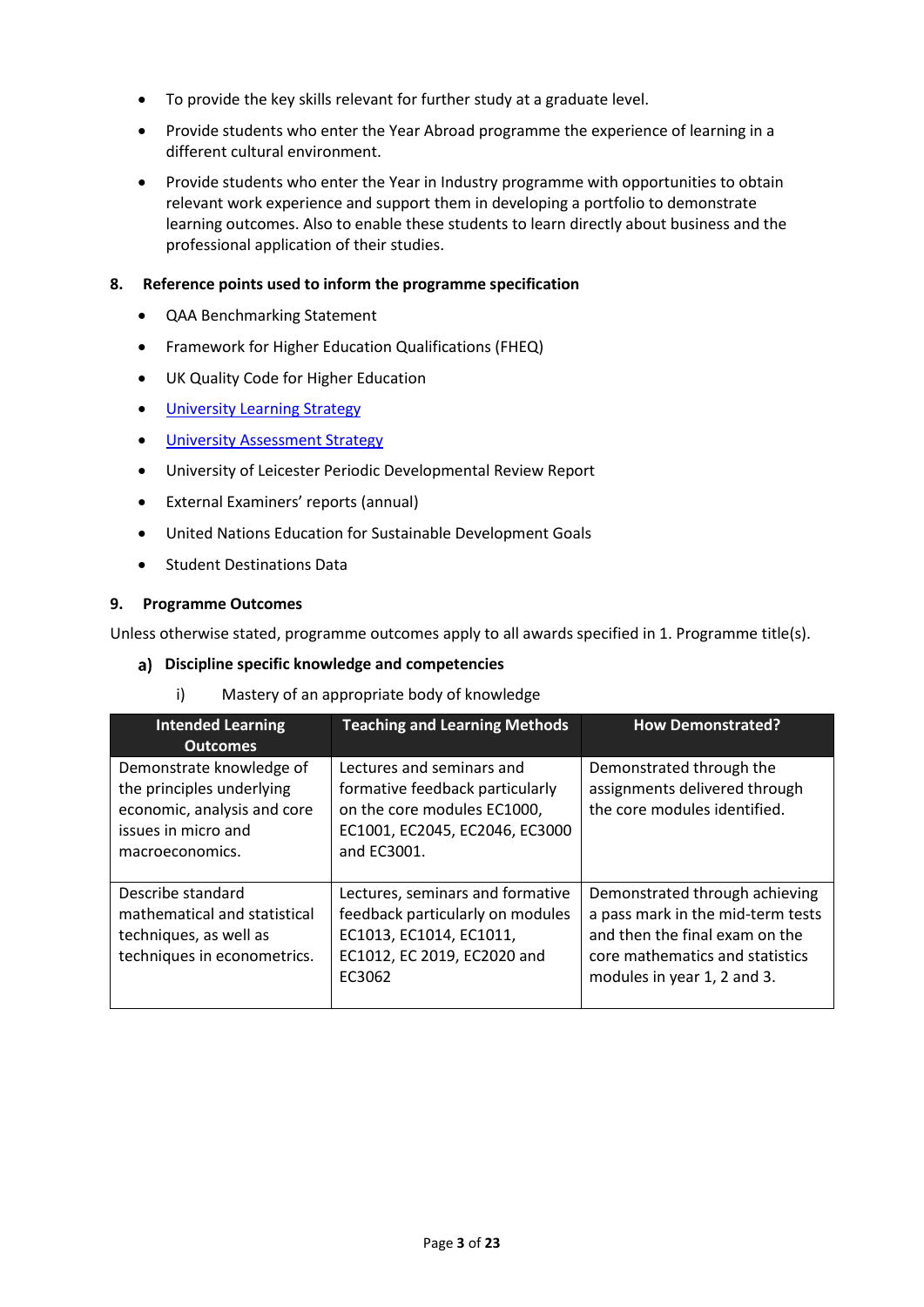- To provide the key skills relevant for further study at a graduate level.
- Provide students who enter the Year Abroad programme the experience of learning in a different cultural environment.
- Provide students who enter the Year in Industry programme with opportunities to obtain relevant work experience and support them in developing a portfolio to demonstrate learning outcomes. Also to enable these students to learn directly about business and the professional application of their studies.

## 8. Reference points used to inform the programme specification

- QAA Benchmarking Statement
- Framework for Higher Education Qualifications (FHEQ)
- UK Quality Code for Higher Education
- University Learning Strategy
- University Assessment Strategy
- University of Leicester Periodic Developmental Review Report
- External Examiners' reports (annual)
- United Nations Education for Sustainable Development Goals
- Student Destinations Data

## 9. Programme Outcomes

Unless otherwise stated, programme outcomes apply to all awards specified in 1. Programme title(s).

### a) Discipline specific knowledge and competencies

i) Mastery of an appropriate body of knowledge

| Intended Learning Outcomes | Teaching and Learning Methods | How Demonstrated? |
|---|---|---|
| Demonstrate knowledge of the principles underlying economic, analysis and core issues in micro and macroeconomics. | Lectures and seminars and formative feedback particularly on the core modules EC1000, EC1001, EC2045, EC2046, EC3000 and EC3001. | Demonstrated through the assignments delivered through the core modules identified. |
| Describe standard mathematical and statistical techniques, as well as techniques in econometrics. | Lectures, seminars and formative feedback particularly on modules EC1013, EC1014, EC1011, EC1012, EC 2019, EC2020 and EC3062 | Demonstrated through achieving a pass mark in the mid-term tests and then the final exam on the core mathematics and statistics modules in year 1, 2 and 3. |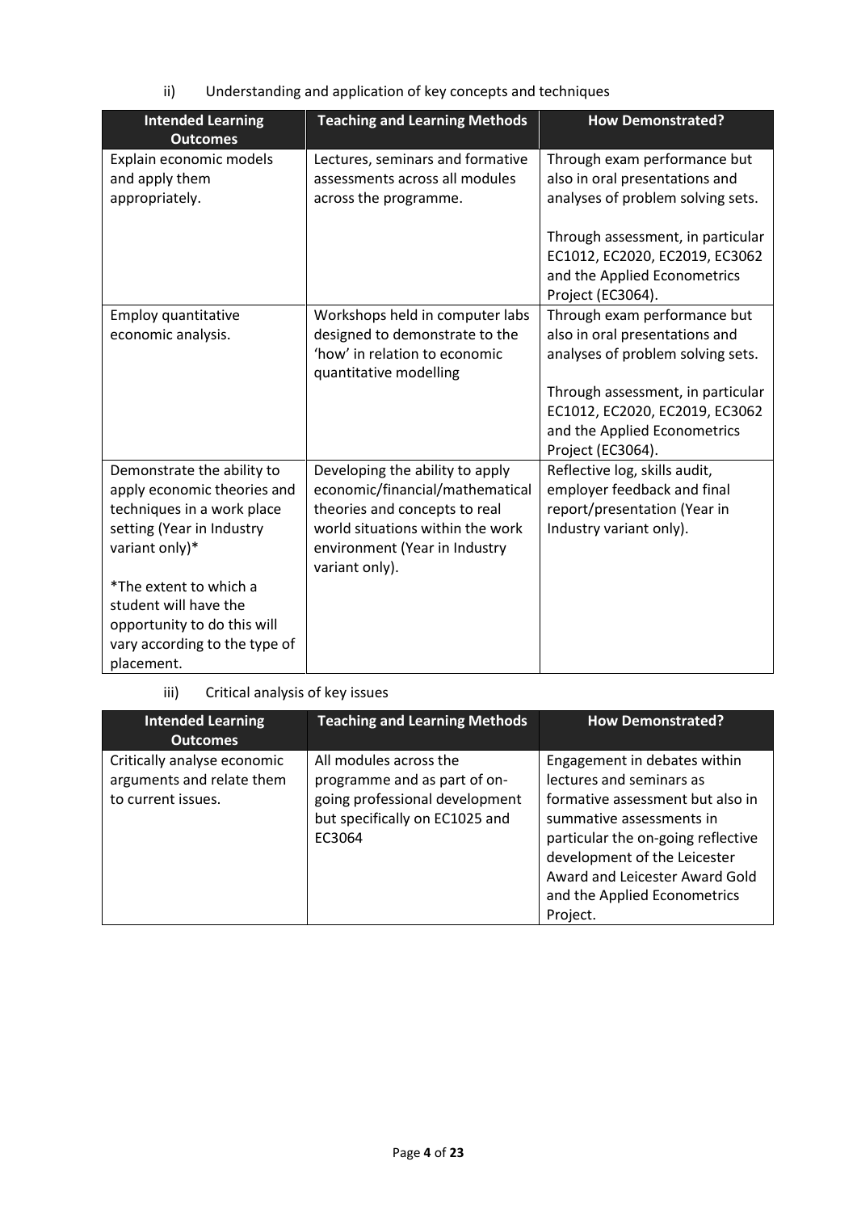ii) Understanding and application of key concepts and techniques

| Intended Learning Outcomes | Teaching and Learning Methods | How Demonstrated? |
| --- | --- | --- |
| Explain economic models and apply them appropriately. | Lectures, seminars and formative assessments across all modules across the programme. | Through exam performance but also in oral presentations and analyses of problem solving sets.<br><br>Through assessment, in particular EC1012, EC2020, EC2019, EC3062 and the Applied Econometrics Project (EC3064). |
| Employ quantitative economic analysis. | Workshops held in computer labs designed to demonstrate to the 'how' in relation to economic quantitative modelling | Through exam performance but also in oral presentations and analyses of problem solving sets.<br><br>Through assessment, in particular EC1012, EC2020, EC2019, EC3062 and the Applied Econometrics Project (EC3064). |
| Demonstrate the ability to apply economic theories and techniques in a work place setting (Year in Industry variant only)*<br><br>*The extent to which a student will have the opportunity to do this will vary according to the type of placement. | Developing the ability to apply economic/financial/mathematical theories and concepts to real world situations within the work environment (Year in Industry variant only). | Reflective log, skills audit, employer feedback and final report/presentation (Year in Industry variant only). |

iii) Critical analysis of key issues

| Intended Learning Outcomes | Teaching and Learning Methods | How Demonstrated? |
| --- | --- | --- |
| Critically analyse economic arguments and relate them to current issues. | All modules across the programme and as part of on-going professional development but specifically on EC1025 and EC3064 | Engagement in debates within lectures and seminars as formative assessment but also in summative assessments in particular the on-going reflective development of the Leicester Award and Leicester Award Gold and the Applied Econometrics Project. |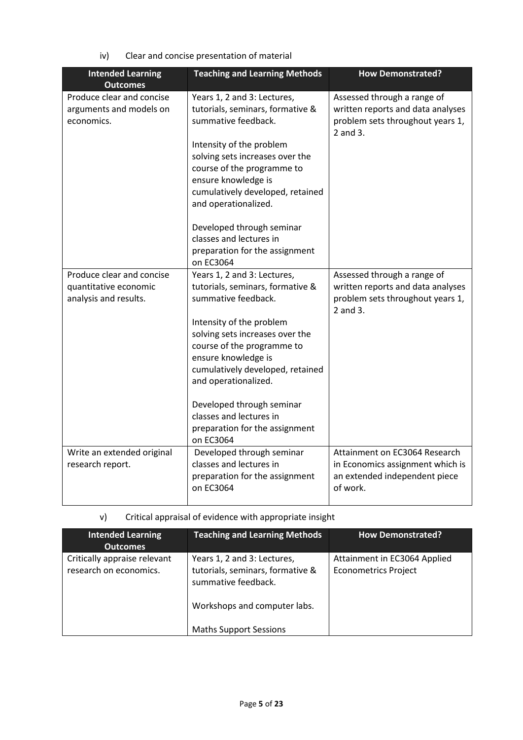iv) Clear and concise presentation of material

| Intended Learning Outcomes | Teaching and Learning Methods | How Demonstrated? |
| --- | --- | --- |
| Produce clear and concise arguments and models on economics. | Years 1, 2 and 3: Lectures, tutorials, seminars, formative & summative feedback.<br><br>Intensity of the problem solving sets increases over the course of the programme to ensure knowledge is cumulatively developed, retained and operationalized.<br><br>Developed through seminar classes and lectures in preparation for the assignment on EC3064 | Assessed through a range of written reports and data analyses problem sets throughout years 1, 2 and 3. |
| Produce clear and concise quantitative economic analysis and results. | Years 1, 2 and 3: Lectures, tutorials, seminars, formative & summative feedback.<br><br>Intensity of the problem solving sets increases over the course of the programme to ensure knowledge is cumulatively developed, retained and operationalized.<br><br>Developed through seminar classes and lectures in preparation for the assignment on EC3064 | Assessed through a range of written reports and data analyses problem sets throughout years 1, 2 and 3. |
| Write an extended original research report. | Developed through seminar classes and lectures in preparation for the assignment on EC3064 | Attainment on EC3064 Research in Economics assignment which is an extended independent piece of work. |

v) Critical appraisal of evidence with appropriate insight

| Intended Learning Outcomes | Teaching and Learning Methods | How Demonstrated? |
| --- | --- | --- |
| Critically appraise relevant research on economics. | Years 1, 2 and 3: Lectures, tutorials, seminars, formative & summative feedback.<br><br>Workshops and computer labs.<br><br>Maths Support Sessions | Attainment in EC3064 Applied Econometrics Project |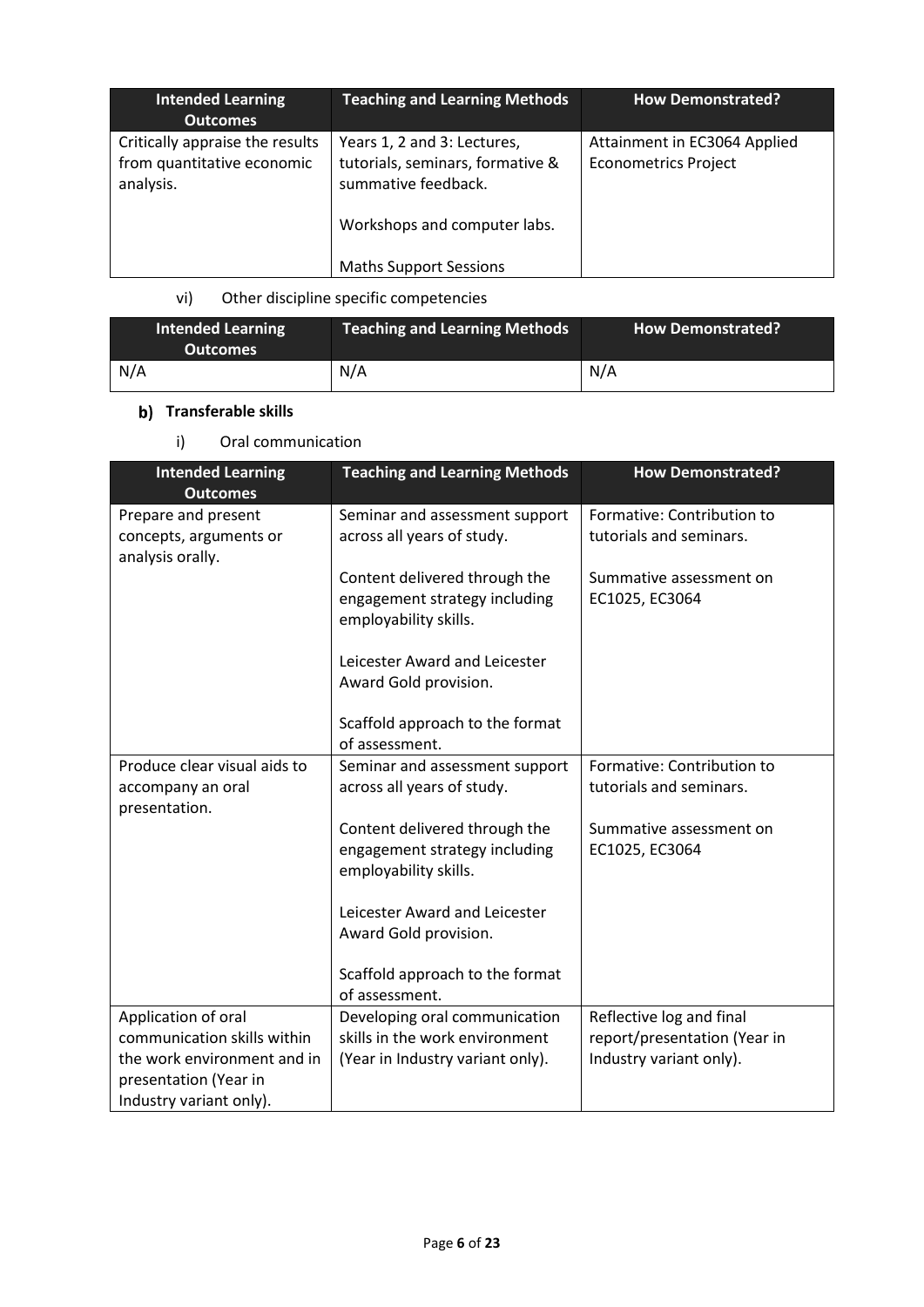| Intended Learning Outcomes | Teaching and Learning Methods | How Demonstrated? |
|---|---|---|
| Critically appraise the results from quantitative economic analysis. | Years 1, 2 and 3: Lectures, tutorials, seminars, formative & summative feedback.<br><br>Workshops and computer labs.<br><br>Maths Support Sessions | Attainment in EC3064 Applied Econometrics Project |

vi) Other discipline specific competencies

| Intended Learning Outcomes | Teaching and Learning Methods | How Demonstrated? |
|---|---|---|
| N/A | N/A | N/A |

**b) Transferable skills**

i) Oral communication

| Intended Learning Outcomes | Teaching and Learning Methods | How Demonstrated? |
|---|---|---|
| Prepare and present concepts, arguments or analysis orally. | Seminar and assessment support across all years of study.<br><br>Content delivered through the engagement strategy including employability skills.<br><br>Leicester Award and Leicester Award Gold provision.<br><br>Scaffold approach to the format of assessment. | Formative: Contribution to tutorials and seminars.<br><br>Summative assessment on EC1025, EC3064 |
| Produce clear visual aids to accompany an oral presentation. | Seminar and assessment support across all years of study.<br><br>Content delivered through the engagement strategy including employability skills.<br><br>Leicester Award and Leicester Award Gold provision.<br><br>Scaffold approach to the format of assessment. | Formative: Contribution to tutorials and seminars.<br><br>Summative assessment on EC1025, EC3064 |
| Application of oral communication skills within the work environment and in presentation (Year in Industry variant only). | Developing oral communication skills in the work environment (Year in Industry variant only). | Reflective log and final report/presentation (Year in Industry variant only). |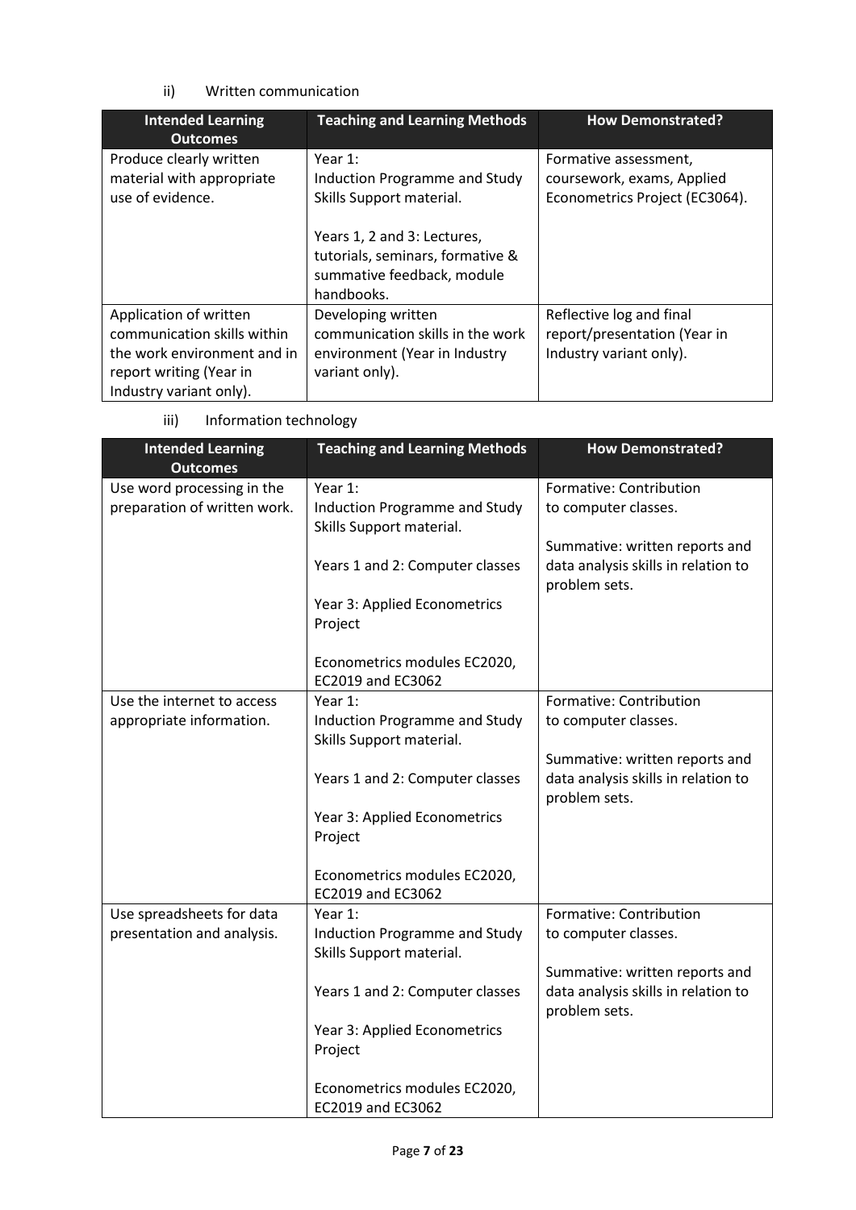ii) Written communication

| Intended Learning Outcomes | Teaching and Learning Methods | How Demonstrated? |
| --- | --- | --- |
| Produce clearly written material with appropriate use of evidence. | Year 1: Induction Programme and Study Skills Support material.<br><br>Years 1, 2 and 3: Lectures, tutorials, seminars, formative & summative feedback, module handbooks. | Formative assessment, coursework, exams, Applied Econometrics Project (EC3064). |
| Application of written communication skills within the work environment and in report writing (Year in Industry variant only). | Developing written communication skills in the work environment (Year in Industry variant only). | Reflective log and final report/presentation (Year in Industry variant only). |

iii) Information technology

| Intended Learning Outcomes | Teaching and Learning Methods | How Demonstrated? |
| --- | --- | --- |
| Use word processing in the preparation of written work. | Year 1: Induction Programme and Study Skills Support material.<br><br>Years 1 and 2: Computer classes<br><br>Year 3: Applied Econometrics Project<br><br>Econometrics modules EC2020, EC2019 and EC3062 | Formative: Contribution to computer classes.<br><br>Summative: written reports and data analysis skills in relation to problem sets. |
| Use the internet to access appropriate information. | Year 1: Induction Programme and Study Skills Support material.<br><br>Years 1 and 2: Computer classes<br><br>Year 3: Applied Econometrics Project<br><br>Econometrics modules EC2020, EC2019 and EC3062 | Formative: Contribution to computer classes.<br><br>Summative: written reports and data analysis skills in relation to problem sets. |
| Use spreadsheets for data presentation and analysis. | Year 1: Induction Programme and Study Skills Support material.<br><br>Years 1 and 2: Computer classes<br><br>Year 3: Applied Econometrics Project<br><br>Econometrics modules EC2020, EC2019 and EC3062 | Formative: Contribution to computer classes.<br><br>Summative: written reports and data analysis skills in relation to problem sets. |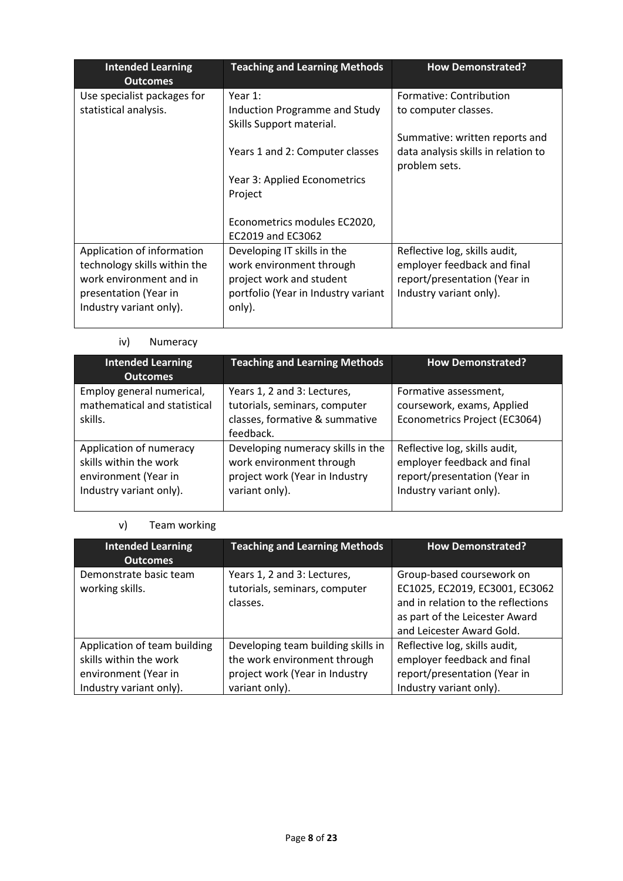| Intended Learning Outcomes | Teaching and Learning Methods | How Demonstrated? |
|---|---|---|
| Use specialist packages for statistical analysis. | Year 1: Induction Programme and Study Skills Support material.<br><br>Years 1 and 2: Computer classes<br><br>Year 3: Applied Econometrics Project<br><br>Econometrics modules EC2020, EC2019 and EC3062 | Formative: Contribution to computer classes.<br><br>Summative: written reports and data analysis skills in relation to problem sets. |
| Application of information technology skills within the work environment and in presentation (Year in Industry variant only). | Developing IT skills in the work environment through project work and student portfolio (Year in Industry variant only). | Reflective log, skills audit, employer feedback and final report/presentation (Year in Industry variant only). |

iv) Numeracy

| Intended Learning Outcomes | Teaching and Learning Methods | How Demonstrated? |
|---|---|---|
| Employ general numerical, mathematical and statistical skills. | Years 1, 2 and 3: Lectures, tutorials, seminars, computer classes, formative & summative feedback. | Formative assessment, coursework, exams, Applied Econometrics Project (EC3064) |
| Application of numeracy skills within the work environment (Year in Industry variant only). | Developing numeracy skills in the work environment through project work (Year in Industry variant only). | Reflective log, skills audit, employer feedback and final report/presentation (Year in Industry variant only). |

v) Team working

| Intended Learning Outcomes | Teaching and Learning Methods | How Demonstrated? |
|---|---|---|
| Demonstrate basic team working skills. | Years 1, 2 and 3: Lectures, tutorials, seminars, computer classes. | Group-based coursework on EC1025, EC2019, EC3001, EC3062 and in relation to the reflections as part of the Leicester Award and Leicester Award Gold. |
| Application of team building skills within the work environment (Year in Industry variant only). | Developing team building skills in the work environment through project work (Year in Industry variant only). | Reflective log, skills audit, employer feedback and final report/presentation (Year in Industry variant only). |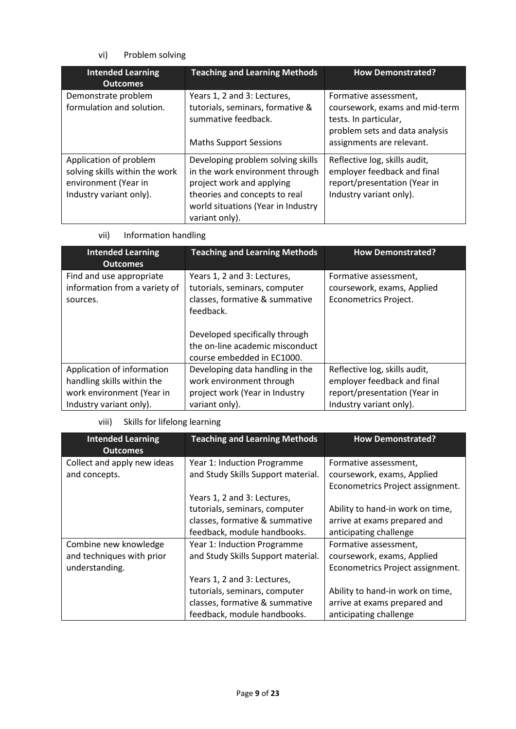vi) Problem solving

| Intended Learning Outcomes | Teaching and Learning Methods | How Demonstrated? |
|---|---|---|
| Demonstrate problem formulation and solution. | Years 1, 2 and 3: Lectures, tutorials, seminars, formative & summative feedback.<br><br>Maths Support Sessions | Formative assessment, coursework, exams and mid-term tests. In particular, problem sets and data analysis assignments are relevant. |
| Application of problem solving skills within the work environment (Year in Industry variant only). | Developing problem solving skills in the work environment through project work and applying theories and concepts to real world situations (Year in Industry variant only). | Reflective log, skills audit, employer feedback and final report/presentation (Year in Industry variant only). |

vii) Information handling

| Intended Learning Outcomes | Teaching and Learning Methods | How Demonstrated? |
|---|---|---|
| Find and use appropriate information from a variety of sources. | Years 1, 2 and 3: Lectures, tutorials, seminars, computer classes, formative & summative feedback.<br><br>Developed specifically through the on-line academic misconduct course embedded in EC1000. | Formative assessment, coursework, exams, Applied Econometrics Project. |
| Application of information handling skills within the work environment (Year in Industry variant only). | Developing data handling in the work environment through project work (Year in Industry variant only). | Reflective log, skills audit, employer feedback and final report/presentation (Year in Industry variant only). |

viii) Skills for lifelong learning

| Intended Learning Outcomes | Teaching and Learning Methods | How Demonstrated? |
|---|---|---|
| Collect and apply new ideas and concepts. | Year 1: Induction Programme and Study Skills Support material.<br><br>Years 1, 2 and 3: Lectures, tutorials, seminars, computer classes, formative & summative feedback, module handbooks. | Formative assessment, coursework, exams, Applied Econometrics Project assignment.<br><br>Ability to hand-in work on time, arrive at exams prepared and anticipating challenge |
| Combine new knowledge and techniques with prior understanding. | Year 1: Induction Programme and Study Skills Support material.<br><br>Years 1, 2 and 3: Lectures, tutorials, seminars, computer classes, formative & summative feedback, module handbooks. | Formative assessment, coursework, exams, Applied Econometrics Project assignment.<br><br>Ability to hand-in work on time, arrive at exams prepared and anticipating challenge |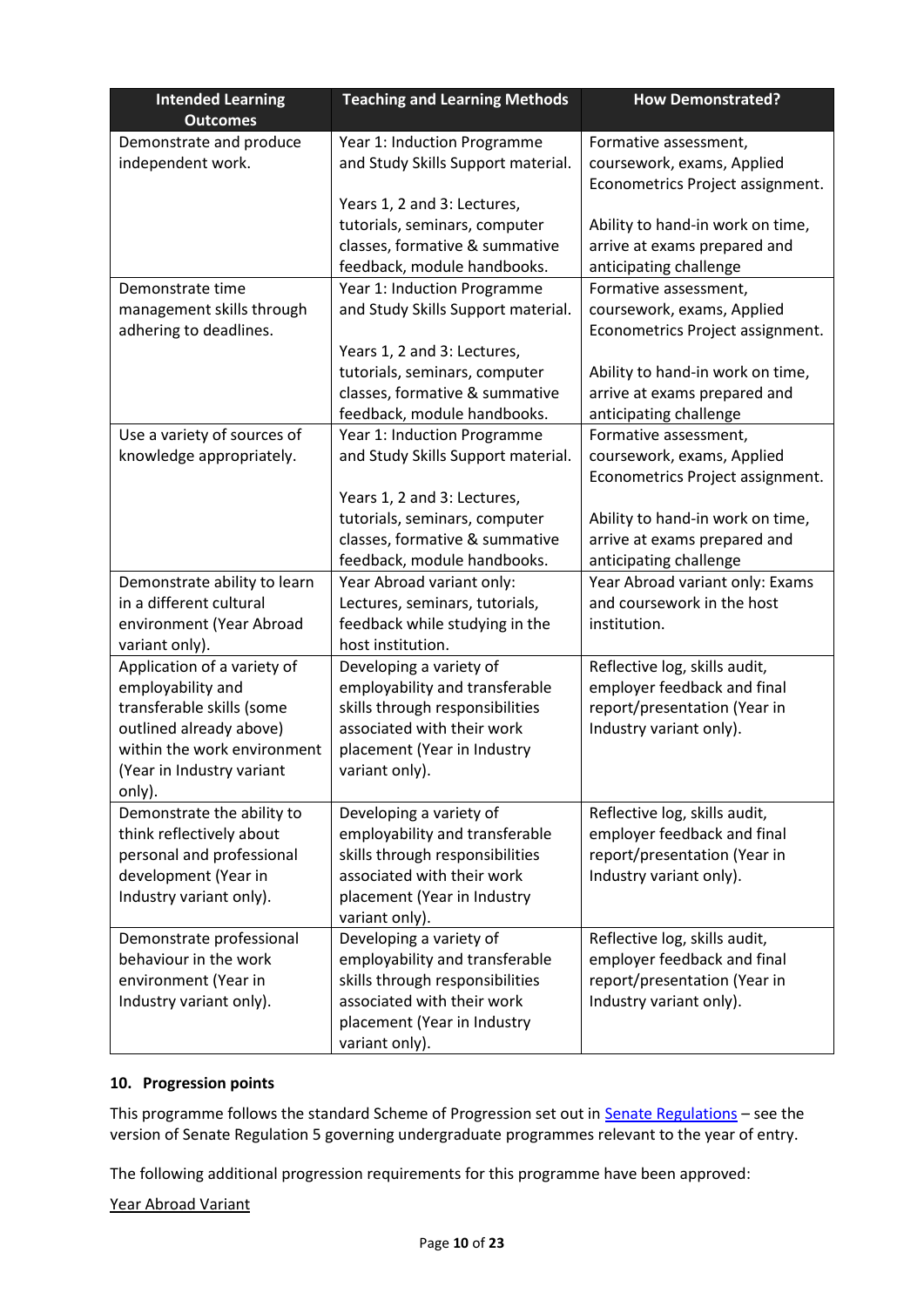| Intended Learning Outcomes | Teaching and Learning Methods | How Demonstrated? |
|---|---|---|
| Demonstrate and produce independent work. | Year 1: Induction Programme and Study Skills Support material.<br><br>Years 1, 2 and 3: Lectures, tutorials, seminars, computer classes, formative & summative feedback, module handbooks. | Formative assessment, coursework, exams, Applied Econometrics Project assignment.<br><br>Ability to hand-in work on time, arrive at exams prepared and anticipating challenge |
| Demonstrate time management skills through adhering to deadlines. | Year 1: Induction Programme and Study Skills Support material.<br><br>Years 1, 2 and 3: Lectures, tutorials, seminars, computer classes, formative & summative feedback, module handbooks. | Formative assessment, coursework, exams, Applied Econometrics Project assignment.<br><br>Ability to hand-in work on time, arrive at exams prepared and anticipating challenge |
| Use a variety of sources of knowledge appropriately. | Year 1: Induction Programme and Study Skills Support material.<br><br>Years 1, 2 and 3: Lectures, tutorials, seminars, computer classes, formative & summative feedback, module handbooks. | Formative assessment, coursework, exams, Applied Econometrics Project assignment.<br><br>Ability to hand-in work on time, arrive at exams prepared and anticipating challenge |
| Demonstrate ability to learn in a different cultural environment (Year Abroad variant only). | Year Abroad variant only: Lectures, seminars, tutorials, feedback while studying in the host institution. | Year Abroad variant only: Exams and coursework in the host institution. |
| Application of a variety of employability and transferable skills (some outlined already above) within the work environment (Year in Industry variant only). | Developing a variety of employability and transferable skills through responsibilities associated with their work placement (Year in Industry variant only). | Reflective log, skills audit, employer feedback and final report/presentation (Year in Industry variant only). |
| Demonstrate the ability to think reflectively about personal and professional development (Year in Industry variant only). | Developing a variety of employability and transferable skills through responsibilities associated with their work placement (Year in Industry variant only). | Reflective log, skills audit, employer feedback and final report/presentation (Year in Industry variant only). |
| Demonstrate professional behaviour in the work environment (Year in Industry variant only). | Developing a variety of employability and transferable skills through responsibilities associated with their work placement (Year in Industry variant only). | Reflective log, skills audit, employer feedback and final report/presentation (Year in Industry variant only). |

### 10. Progression points

This programme follows the standard Scheme of Progression set out in Senate Regulations – see the version of Senate Regulation 5 governing undergraduate programmes relevant to the year of entry.

The following additional progression requirements for this programme have been approved:

Year Abroad Variant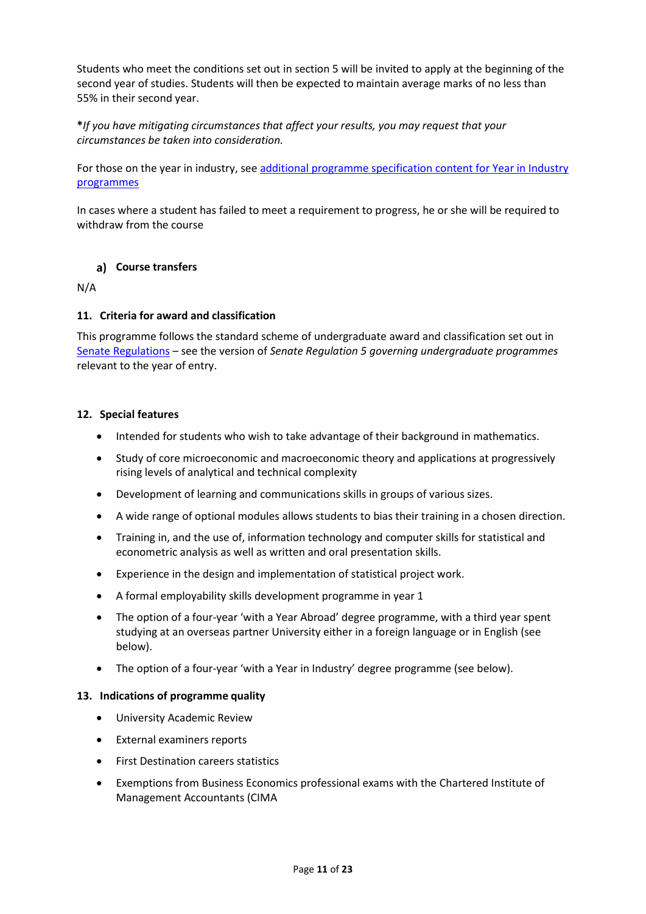Students who meet the conditions set out in section 5 will be invited to apply at the beginning of the second year of studies. Students will then be expected to maintain average marks of no less than 55% in their second year.

***If you have mitigating circumstances that affect your results, you may request that your circumstances be taken into consideration.***

For those on the year in industry, see [additional programme specification content for Year in Industry programmes]()

In cases where a student has failed to meet a requirement to progress, he or she will be required to withdraw from the course

### a) Course transfers

N/A

### 11. Criteria for award and classification

This programme follows the standard scheme of undergraduate award and classification set out in [Senate Regulations]() – see the version of *Senate Regulation 5 governing undergraduate programmes* relevant to the year of entry.

### 12. Special features

- Intended for students who wish to take advantage of their background in mathematics.
- Study of core microeconomic and macroeconomic theory and applications at progressively rising levels of analytical and technical complexity
- Development of learning and communications skills in groups of various sizes.
- A wide range of optional modules allows students to bias their training in a chosen direction.
- Training in, and the use of, information technology and computer skills for statistical and econometric analysis as well as written and oral presentation skills.
- Experience in the design and implementation of statistical project work.
- A formal employability skills development programme in year 1
- The option of a four-year 'with a Year Abroad' degree programme, with a third year spent studying at an overseas partner University either in a foreign language or in English (see below).
- The option of a four-year 'with a Year in Industry' degree programme (see below).

### 13. Indications of programme quality

- University Academic Review
- External examiners reports
- First Destination careers statistics
- Exemptions from Business Economics professional exams with the Chartered Institute of Management Accountants (CIMA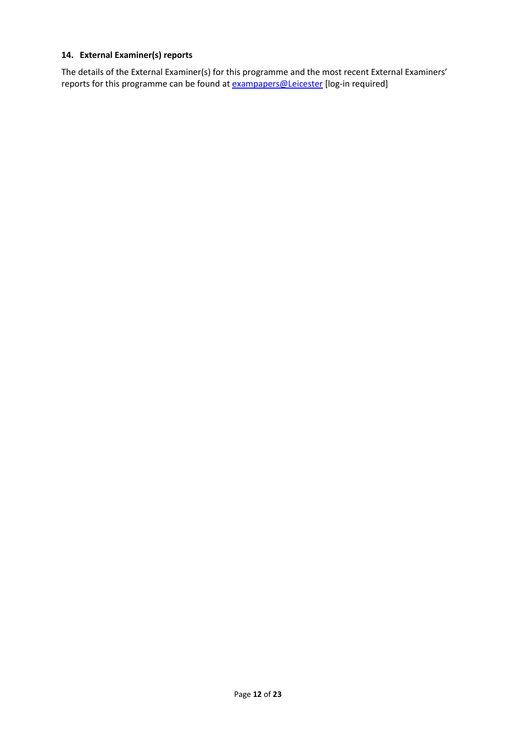### 14. External Examiner(s) reports

The details of the External Examiner(s) for this programme and the most recent External Examiners' reports for this programme can be found at exampapers@Leicester [log-in required]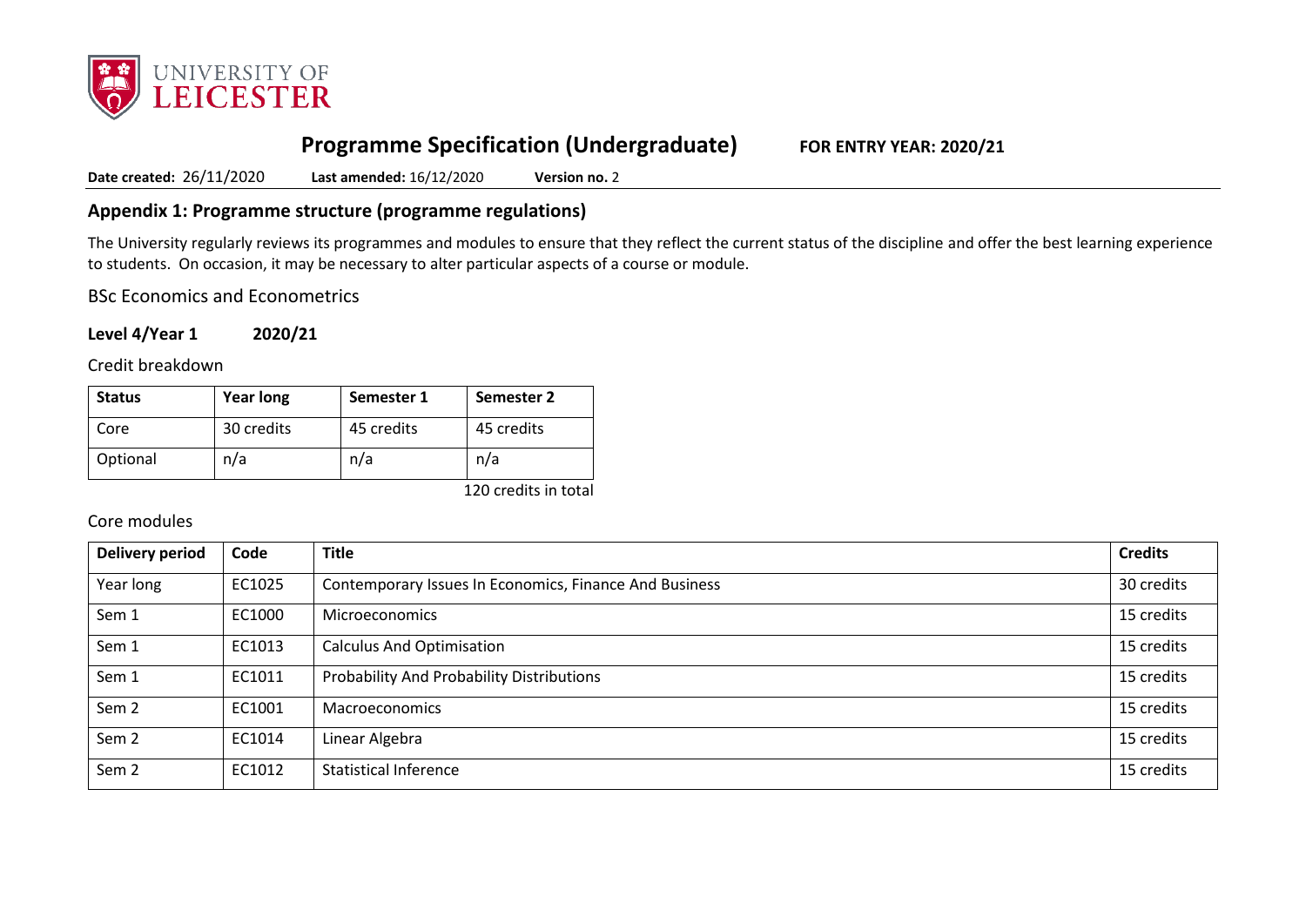# Programme Specification (Undergraduate) FOR ENTRY YEAR: 2020/21

**Date created:** 26/11/2020 **Last amended:** 16/12/2020 **Version no.** 2

## Appendix 1: Programme structure (programme regulations)

The University regularly reviews its programmes and modules to ensure that they reflect the current status of the discipline and offer the best learning experience to students. On occasion, it may be necessary to alter particular aspects of a course or module.

BSc Economics and Econometrics

### Level 4/Year 1 2020/21

Credit breakdown

| Status | Year long | Semester 1 | Semester 2 |
|---|---|---|---|
| Core | 30 credits | 45 credits | 45 credits |
| Optional | n/a | n/a | n/a |

120 credits in total

Core modules

| Delivery period | Code | Title | Credits |
|---|---|---|---|
| Year long | EC1025 | Contemporary Issues In Economics, Finance And Business | 30 credits |
| Sem 1 | EC1000 | Microeconomics | 15 credits |
| Sem 1 | EC1013 | Calculus And Optimisation | 15 credits |
| Sem 1 | EC1011 | Probability And Probability Distributions | 15 credits |
| Sem 2 | EC1001 | Macroeconomics | 15 credits |
| Sem 2 | EC1014 | Linear Algebra | 15 credits |
| Sem 2 | EC1012 | Statistical Inference | 15 credits |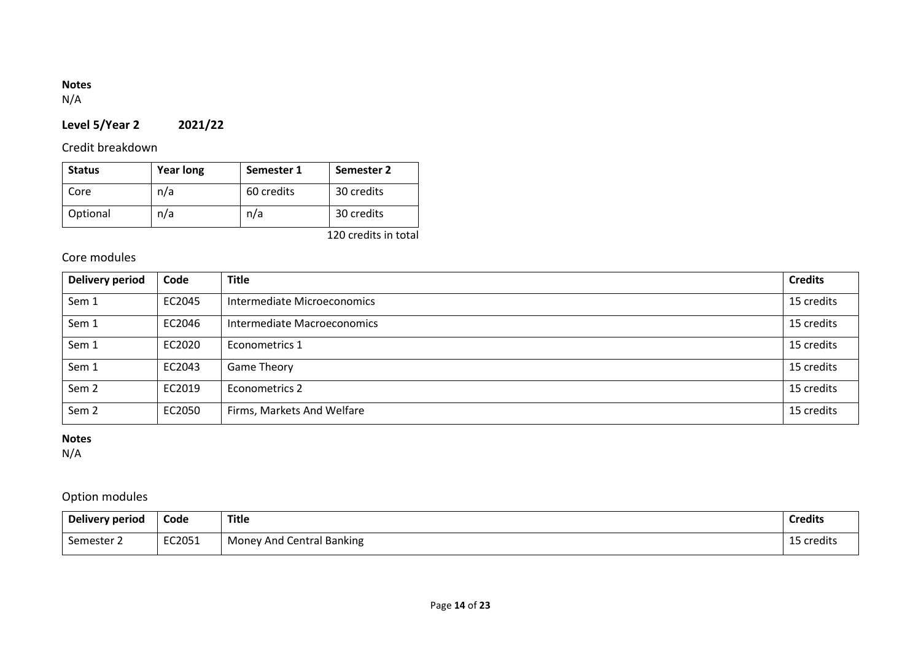**Notes**
N/A

## Level 5/Year 2 2021/22

### Credit breakdown

| Status | Year long | Semester 1 | Semester 2 |
|---|---|---|---|
| Core | n/a | 60 credits | 30 credits |
| Optional | n/a | n/a | 30 credits |

120 credits in total

### Core modules

| Delivery period | Code | Title | Credits |
|---|---|---|---|
| Sem 1 | EC2045 | Intermediate Microeconomics | 15 credits |
| Sem 1 | EC2046 | Intermediate Macroeconomics | 15 credits |
| Sem 1 | EC2020 | Econometrics 1 | 15 credits |
| Sem 1 | EC2043 | Game Theory | 15 credits |
| Sem 2 | EC2019 | Econometrics 2 | 15 credits |
| Sem 2 | EC2050 | Firms, Markets And Welfare | 15 credits |

**Notes**
N/A

### Option modules

| Delivery period | Code | Title | Credits |
|---|---|---|---|
| Semester 2 | EC2051 | Money And Central Banking | 15 credits |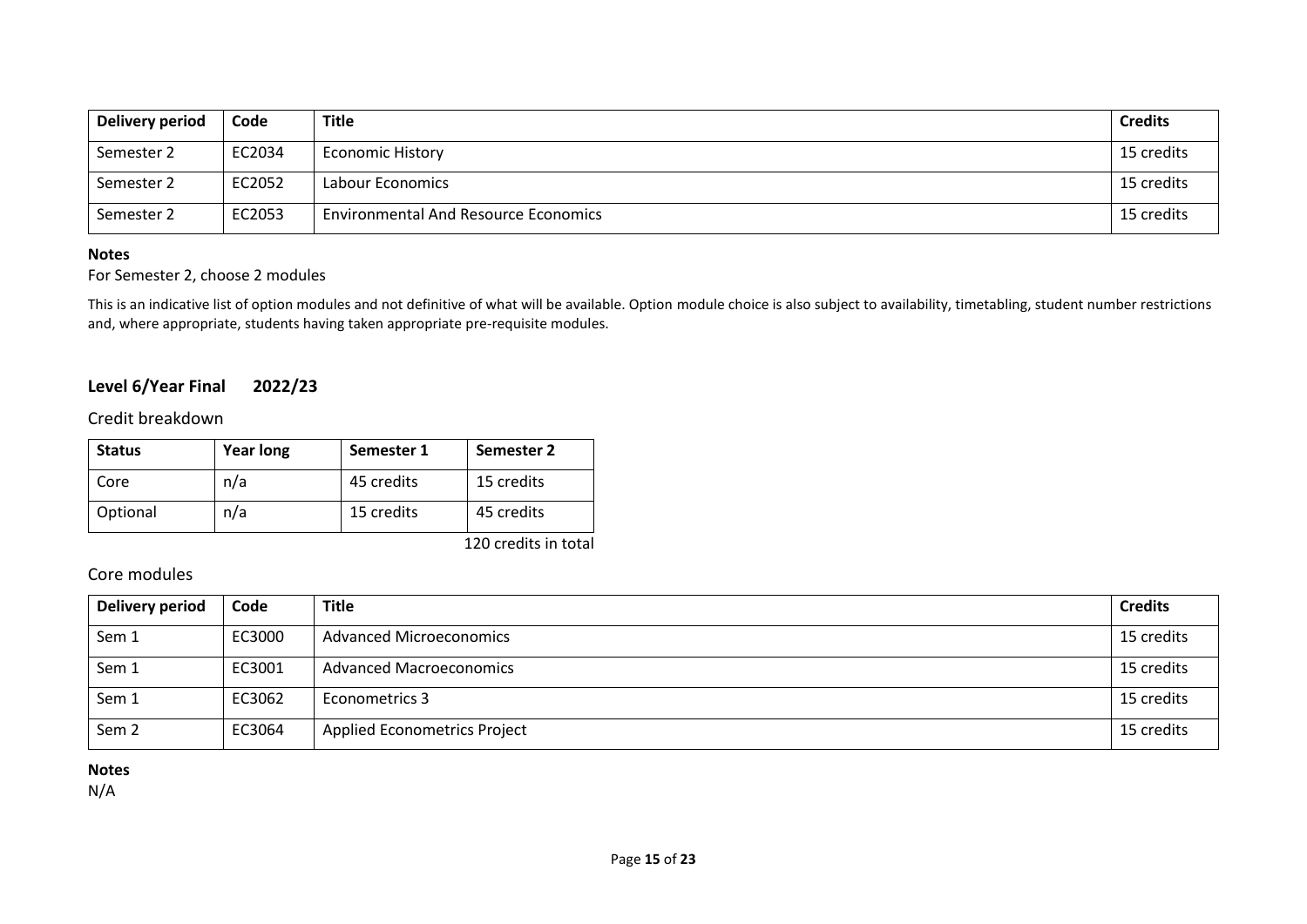| Delivery period | Code | Title | Credits |
|---|---|---|---|
| Semester 2 | EC2034 | Economic History | 15 credits |
| Semester 2 | EC2052 | Labour Economics | 15 credits |
| Semester 2 | EC2053 | Environmental And Resource Economics | 15 credits |

**Notes**

For Semester 2, choose 2 modules

This is an indicative list of option modules and not definitive of what will be available. Option module choice is also subject to availability, timetabling, student number restrictions and, where appropriate, students having taken appropriate pre-requisite modules.

### Level 6/Year Final 2022/23

#### Credit breakdown

| Status | Year long | Semester 1 | Semester 2 |
|---|---|---|---|
| Core | n/a | 45 credits | 15 credits |
| Optional | n/a | 15 credits | 45 credits |

120 credits in total

#### Core modules

| Delivery period | Code | Title | Credits |
|---|---|---|---|
| Sem 1 | EC3000 | Advanced Microeconomics | 15 credits |
| Sem 1 | EC3001 | Advanced Macroeconomics | 15 credits |
| Sem 1 | EC3062 | Econometrics 3 | 15 credits |
| Sem 2 | EC3064 | Applied Econometrics Project | 15 credits |

**Notes**

N/A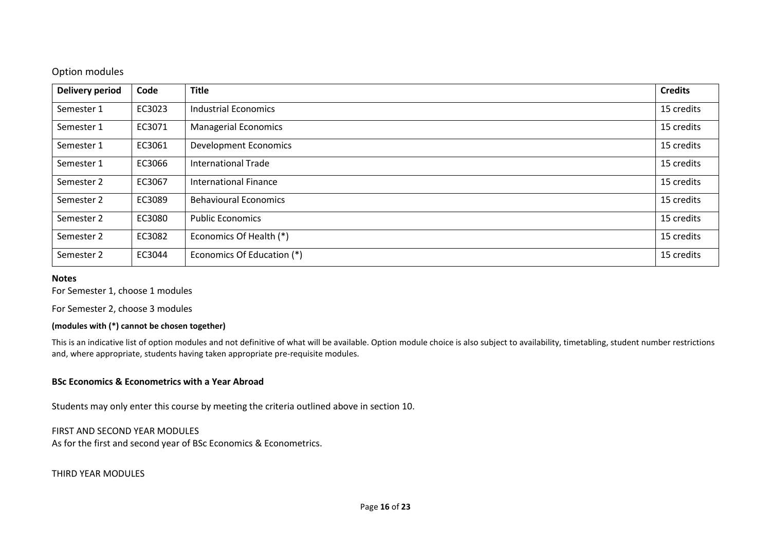Option modules

| Delivery period | Code | Title | Credits |
|---|---|---|---|
| Semester 1 | EC3023 | Industrial Economics | 15 credits |
| Semester 1 | EC3071 | Managerial Economics | 15 credits |
| Semester 1 | EC3061 | Development Economics | 15 credits |
| Semester 1 | EC3066 | International Trade | 15 credits |
| Semester 2 | EC3067 | International Finance | 15 credits |
| Semester 2 | EC3089 | Behavioural Economics | 15 credits |
| Semester 2 | EC3080 | Public Economics | 15 credits |
| Semester 2 | EC3082 | Economics Of Health (*) | 15 credits |
| Semester 2 | EC3044 | Economics Of Education (*) | 15 credits |

**Notes**

For Semester 1, choose 1 modules

For Semester 2, choose 3 modules

**(modules with (*) cannot be chosen together)**

This is an indicative list of option modules and not definitive of what will be available. Option module choice is also subject to availability, timetabling, student number restrictions and, where appropriate, students having taken appropriate pre-requisite modules.

**BSc Economics & Econometrics with a Year Abroad**

Students may only enter this course by meeting the criteria outlined above in section 10.

FIRST AND SECOND YEAR MODULES
As for the first and second year of BSc Economics & Econometrics.

THIRD YEAR MODULES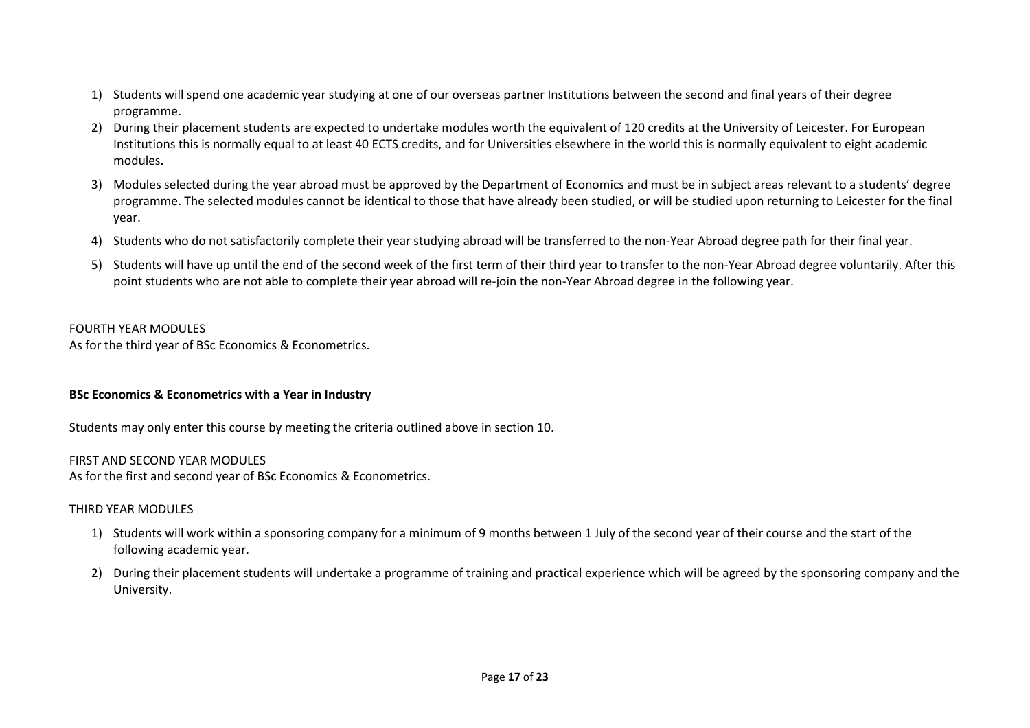1) Students will spend one academic year studying at one of our overseas partner Institutions between the second and final years of their degree programme.
2) During their placement students are expected to undertake modules worth the equivalent of 120 credits at the University of Leicester. For European Institutions this is normally equal to at least 40 ECTS credits, and for Universities elsewhere in the world this is normally equivalent to eight academic modules.
3) Modules selected during the year abroad must be approved by the Department of Economics and must be in subject areas relevant to a students' degree programme. The selected modules cannot be identical to those that have already been studied, or will be studied upon returning to Leicester for the final year.
4) Students who do not satisfactorily complete their year studying abroad will be transferred to the non-Year Abroad degree path for their final year.
5) Students will have up until the end of the second week of the first term of their third year to transfer to the non-Year Abroad degree voluntarily. After this point students who are not able to complete their year abroad will re-join the non-Year Abroad degree in the following year.

FOURTH YEAR MODULES
As for the third year of BSc Economics & Econometrics.

**BSc Economics & Econometrics with a Year in Industry**

Students may only enter this course by meeting the criteria outlined above in section 10.

FIRST AND SECOND YEAR MODULES
As for the first and second year of BSc Economics & Econometrics.

THIRD YEAR MODULES

1) Students will work within a sponsoring company for a minimum of 9 months between 1 July of the second year of their course and the start of the following academic year.
2) During their placement students will undertake a programme of training and practical experience which will be agreed by the sponsoring company and the University.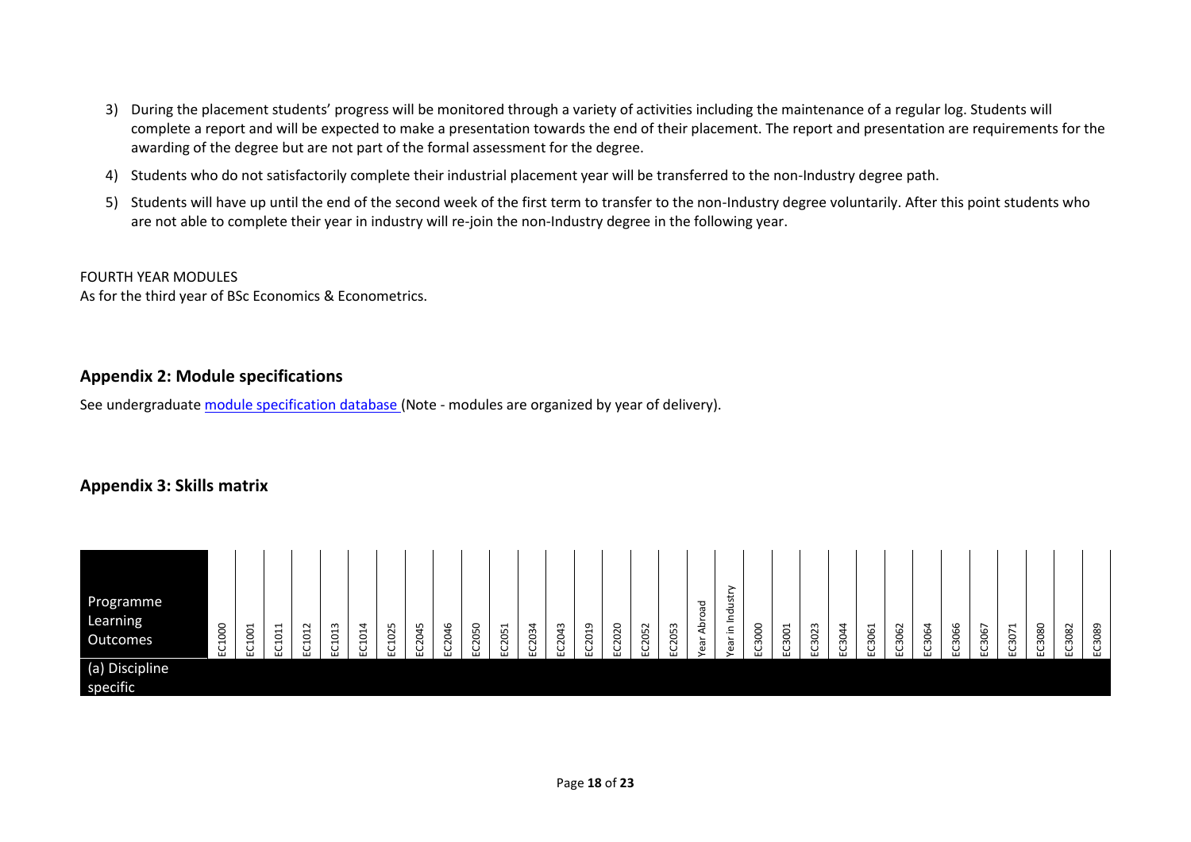3) During the placement students' progress will be monitored through a variety of activities including the maintenance of a regular log. Students will complete a report and will be expected to make a presentation towards the end of their placement. The report and presentation are requirements for the awarding of the degree but are not part of the formal assessment for the degree.
4) Students who do not satisfactorily complete their industrial placement year will be transferred to the non-Industry degree path.
5) Students will have up until the end of the second week of the first term to transfer to the non-Industry degree voluntarily. After this point students who are not able to complete their year in industry will re-join the non-Industry degree in the following year.

FOURTH YEAR MODULES
As for the third year of BSc Economics & Econometrics.

## Appendix 2: Module specifications

See undergraduate [module specification database](module specification database) (Note - modules are organized by year of delivery).

## Appendix 3: Skills matrix

| Programme Learning Outcomes | EC1000 | EC1001 | EC1011 | EC1012 | EC1013 | EC1014 | EC1025 | EC2045 | EC2046 | EC2050 | EC2051 | EC2034 | EC2043 | EC2019 | EC2020 | EC2052 | EC2053 | Year Abroad | Year in Industry | EC3000 | EC3001 | EC3023 | EC3044 | EC3061 | EC3062 | EC3064 | EC3066 | EC3067 | EC3071 | EC3080 | EC3082 | EC3089 |
|---|---|---|---|---|---|---|---|---|---|---|---|---|---|---|---|---|---|---|---|---|---|---|---|---|---|---|---|---|---|---|---|---|
| (a) Discipline specific | | | | | | | | | | | | | | | | | | | | | | | | | | | | | | | | |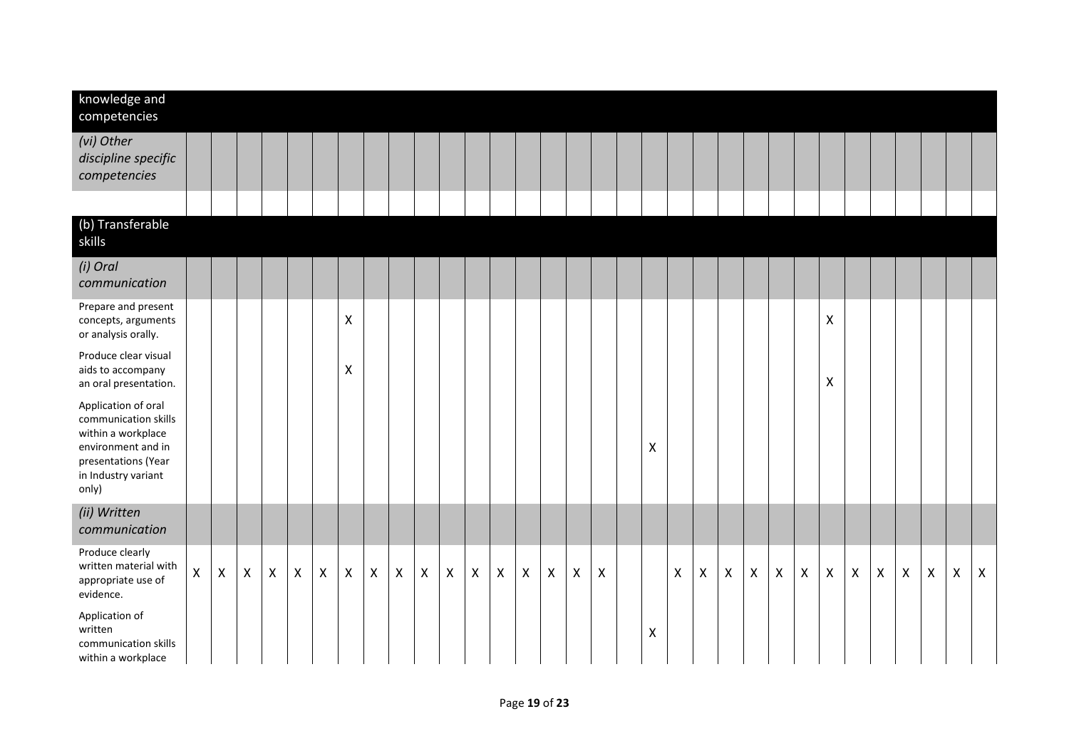| knowledge and competencies | | | | | | | | | | | | | | | | | | | | | | | | | | | | | | | | |
|---|---|---|---|---|---|---|---|---|---|---|---|---|---|---|---|---|---|---|---|---|---|---|---|---|---|---|---|---|---|---|---|---|
| *(vi) Other discipline specific competencies* | | | | | | | | | | | | | | | | | | | | | | | | | | | | | | | | |
| | | | | | | | | | | | | | | | | | | | | | | | | | | | | | | | | |
| (b) Transferable skills | | | | | | | | | | | | | | | | | | | | | | | | | | | | | | | | |
| *(i) Oral communication* | | | | | | | | | | | | | | | | | | | | | | | | | | | | | | | | |
| Prepare and present concepts, arguments or analysis orally. | | | | | | | X | | | | | | | | | | | | | | | | | | | X | | | | | | |
| Produce clear visual aids to accompany an oral presentation. | | | | | | | X | | | | | | | | | | | | | | | | | | | X | | | | | | |
| Application of oral communication skills within a workplace environment and in presentations (Year in Industry variant only) | | | | | | | | | | | | | | | | | | | X | | | | | | | | | | | | | |
| *(ii) Written communication* | | | | | | | | | | | | | | | | | | | | | | | | | | | | | | | | |
| Produce clearly written material with appropriate use of evidence. | X | X | X | X | X | X | X | X | X | X | X | X | X | X | X | X | X | | | X | X | X | X | X | X | X | X | X | X | X | X | X |
| Application of written communication skills within a workplace | | | | | | | | | | | | | | | | | | | X | | | | | | | | | | | | | |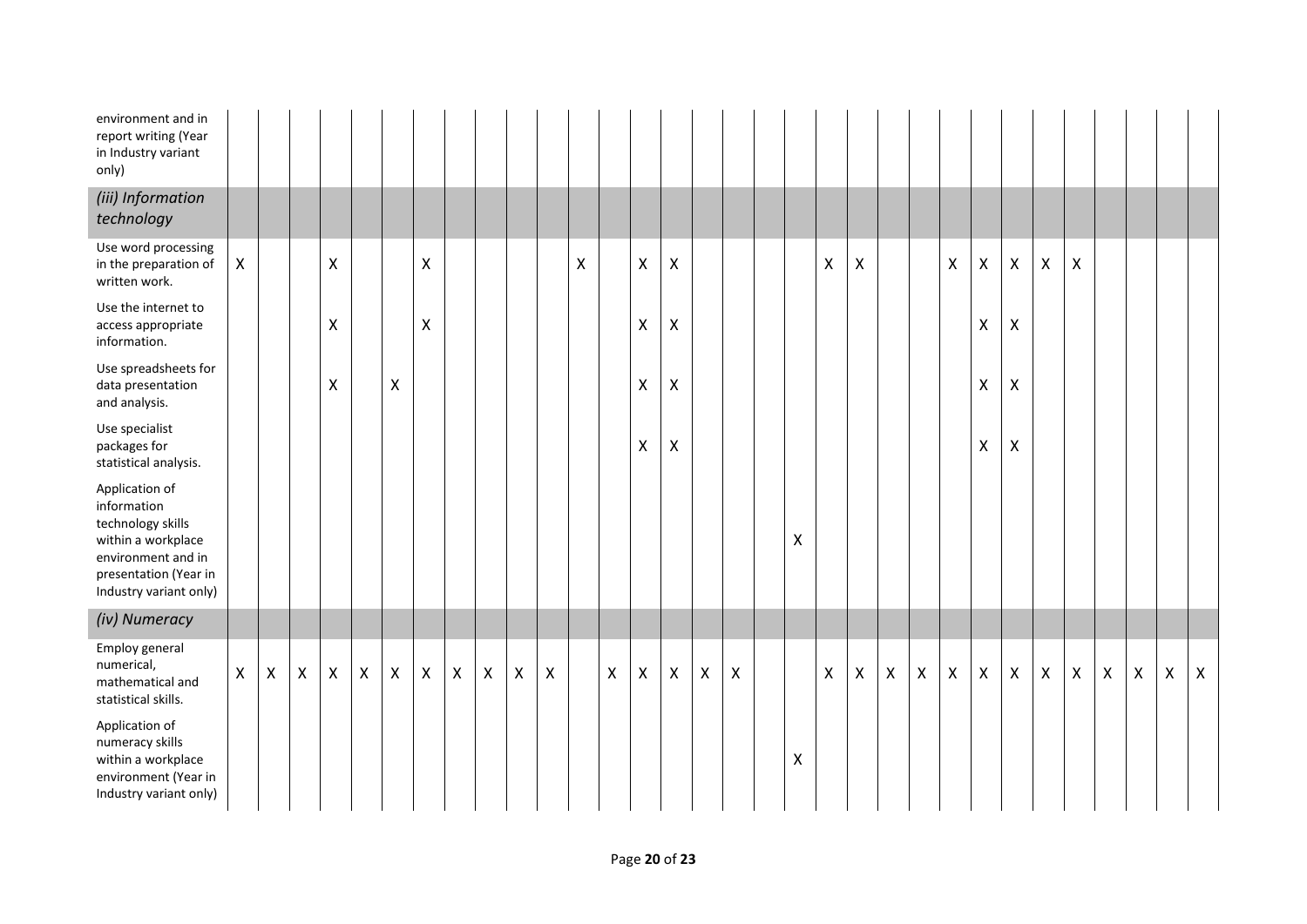| | | | | | | | | | | | | | | | | | | | | | | | | | | | | | | | | |
|---|---|---|---|---|---|---|---|---|---|---|---|---|---|---|---|---|---|---|---|---|---|---|---|---|---|---|---|---|---|---|---|---|
| environment and in report writing (Year in Industry variant only) | | | | | | | | | | | | | | | | | | | | | | | | | | | | | | | | |
| *(iii) Information technology* | | | | | | | | | | | | | | | | | | | | | | | | | | | | | | | | |
| Use word processing in the preparation of written work. | X | | | X | | | X | | | | | X | | X | X | | | | | X | X | | | X | X | X | X | X | | | | |
| Use the internet to access appropriate information. | | | | X | | | X | | | | | | | X | X | | | | | | | | | | X | X | | | | | | |
| Use spreadsheets for data presentation and analysis. | | | | X | | X | | | | | | | | X | X | | | | | | | | | | X | X | | | | | | |
| Use specialist packages for statistical analysis. | | | | | | | | | | | | | | X | X | | | | | | | | | | X | X | | | | | | |
| Application of information technology skills within a workplace environment and in presentation (Year in Industry variant only) | | | | | | | | | | | | | | | | | | | X | | | | | | | | | | | | | |
| *(iv) Numeracy* | | | | | | | | | | | | | | | | | | | | | | | | | | | | | | | | |
| Employ general numerical, mathematical and statistical skills. | X | X | X | X | X | X | X | X | X | X | X | | X | X | X | X | X | | | X | X | X | X | X | X | X | X | X | X | X | X | X |
| Application of numeracy skills within a workplace environment (Year in Industry variant only) | | | | | | | | | | | | | | | | | | | X | | | | | | | | | | | | | |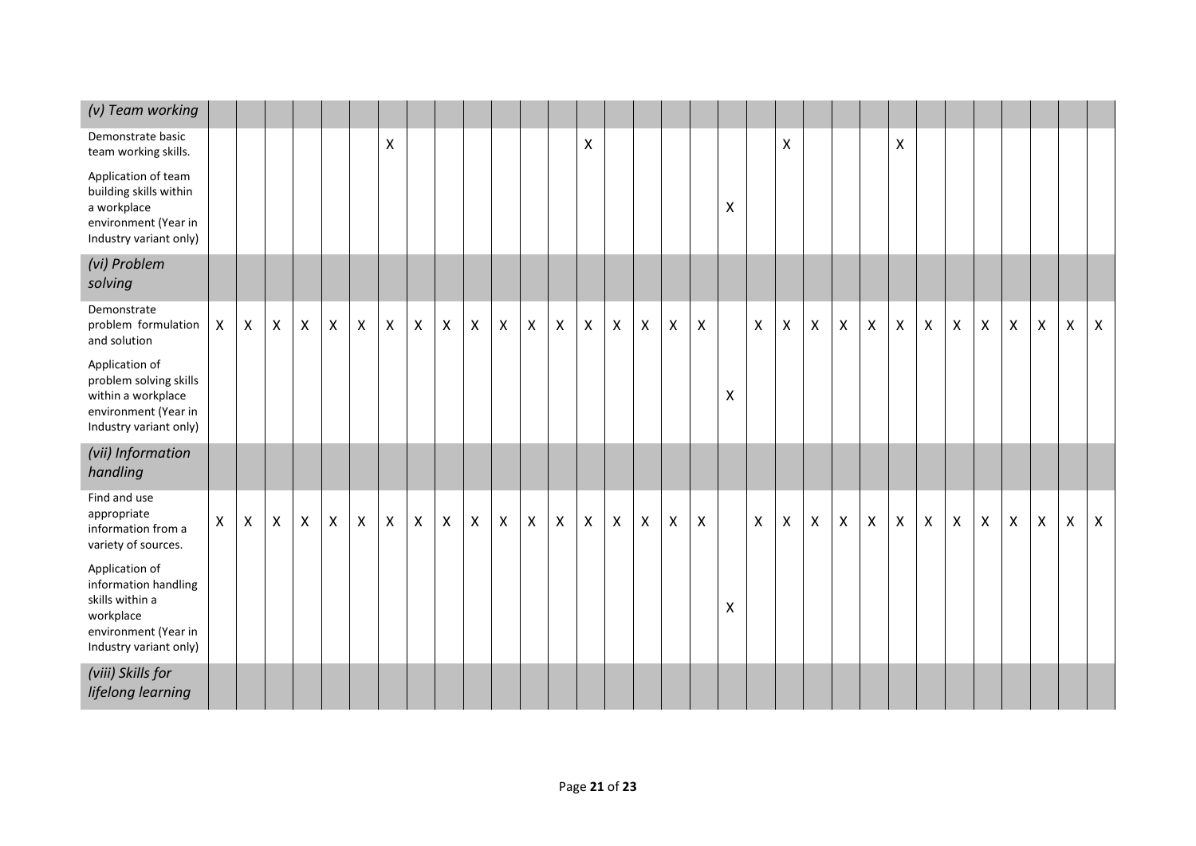| *(v) Team working* | | | | | | | | | | | | | | | | | | | | | | | | | | | | | | | | |
|---|---|---|---|---|---|---|---|---|---|---|---|---|---|---|---|---|---|---|---|---|---|---|---|---|---|---|---|---|---|---|---|---|
| Demonstrate basic team working skills. | | | | | | | X | | | | | | | X | | | | | | | X | | | | X | | | | | | | |
| Application of team building skills within a workplace environment (Year in Industry variant only) | | | | | | | | | | | | | | | | | | | X | | | | | | | | | | | | | |
| *(vi) Problem solving* | | | | | | | | | | | | | | | | | | | | | | | | | | | | | | | | |
| Demonstrate problem formulation and solution | X | X | X | X | X | X | X | X | X | X | X | X | X | X | X | X | X | X | | X | X | X | X | X | X | X | X | X | X | X | X | X |
| Application of problem solving skills within a workplace environment (Year in Industry variant only) | | | | | | | | | | | | | | | | | | | X | | | | | | | | | | | | | |
| *(vii) Information handling* | | | | | | | | | | | | | | | | | | | | | | | | | | | | | | | | |
| Find and use appropriate information from a variety of sources. | X | X | X | X | X | X | X | X | X | X | X | X | X | X | X | X | X | X | | X | X | X | X | X | X | X | X | X | X | X | X | X |
| Application of information handling skills within a workplace environment (Year in Industry variant only) | | | | | | | | | | | | | | | | | | | X | | | | | | | | | | | | | |
| *(viii) Skills for lifelong learning* | | | | | | | | | | | | | | | | | | | | | | | | | | | | | | | | |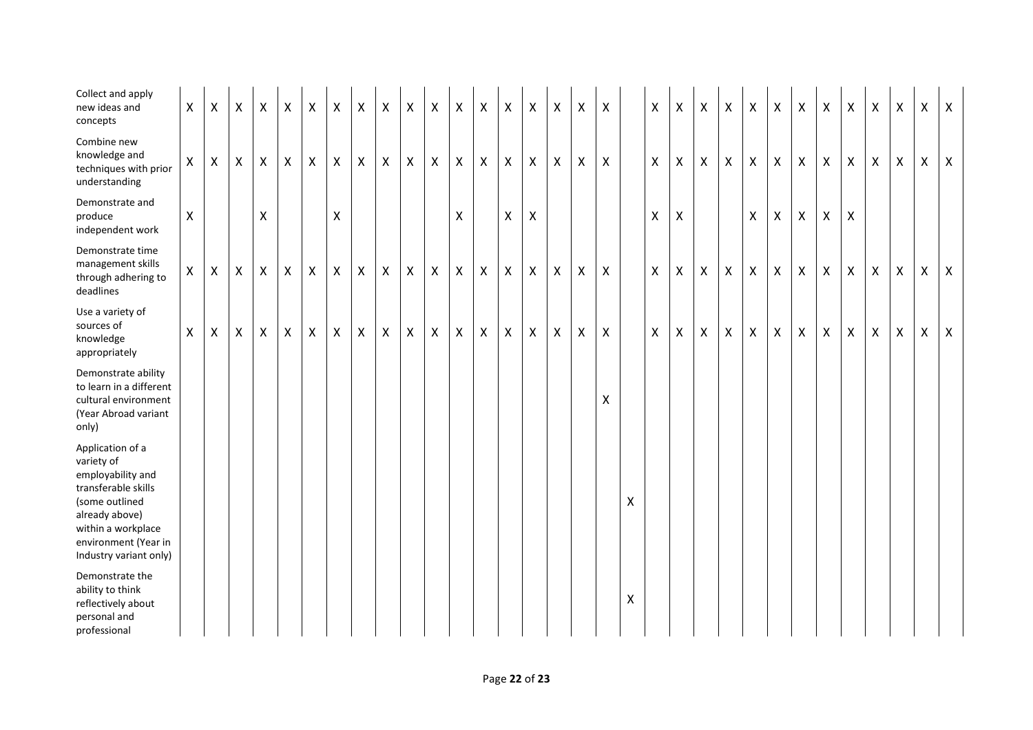| | | | | | | | | | | | | | | | | | | | | | | | | | | | | | | | | |
|---|---|---|---|---|---|---|---|---|---|---|---|---|---|---|---|---|---|---|---|---|---|---|---|---|---|---|---|---|---|---|---|---|
| Collect and apply new ideas and concepts | X | X | X | X | X | X | X | X | X | X | X | X | X | X | X | X | X | X | | X | X | X | X | X | X | X | X | X | X | X | X | X |
| Combine new knowledge and techniques with prior understanding | X | X | X | X | X | X | X | X | X | X | X | X | X | X | X | X | X | X | | X | X | X | X | X | X | X | X | X | X | X | X | X |
| Demonstrate and produce independent work | X | | | X | | | X | | | | | X | | X | X | | | | | X | X | | | X | X | X | X | X | | | | |
| Demonstrate time management skills through adhering to deadlines | X | X | X | X | X | X | X | X | X | X | X | X | X | X | X | X | X | X | | X | X | X | X | X | X | X | X | X | X | X | X | X |
| Use a variety of sources of knowledge appropriately | X | X | X | X | X | X | X | X | X | X | X | X | X | X | X | X | X | X | | X | X | X | X | X | X | X | X | X | X | X | X | X |
| Demonstrate ability to learn in a different cultural environment (Year Abroad variant only) | | | | | | | | | | | | | | | | | | X | | | | | | | | | | | | | | |
| Application of a variety of employability and transferable skills (some outlined already above) within a workplace environment (Year in Industry variant only) | | | | | | | | | | | | | | | | | | | X | | | | | | | | | | | | | |
| Demonstrate the ability to think reflectively about personal and professional | | | | | | | | | | | | | | | | | | | X | | | | | | | | | | | | | |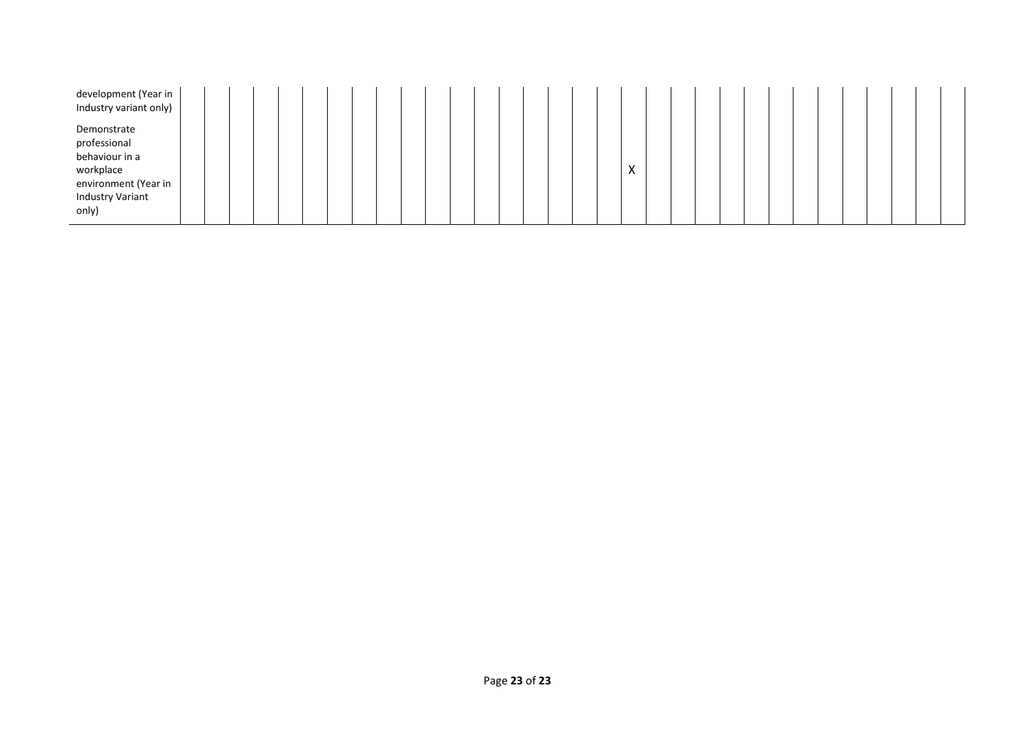| | | | | | | | | | | | | | | | | | | | | | | | | | | | | | | | | |
|---|---|---|---|---|---|---|---|---|---|---|---|---|---|---|---|---|---|---|---|---|---|---|---|---|---|---|---|---|---|---|---|---|
| development (Year in Industry variant only) | | | | | | | | | | | | | | | | | | | | | | | | | | | | | | | | |
| Demonstrate professional behaviour in a workplace environment (Year in Industry Variant only) | | | | | | | | | | | | | | | | | | | X | | | | | | | | | | | | | |